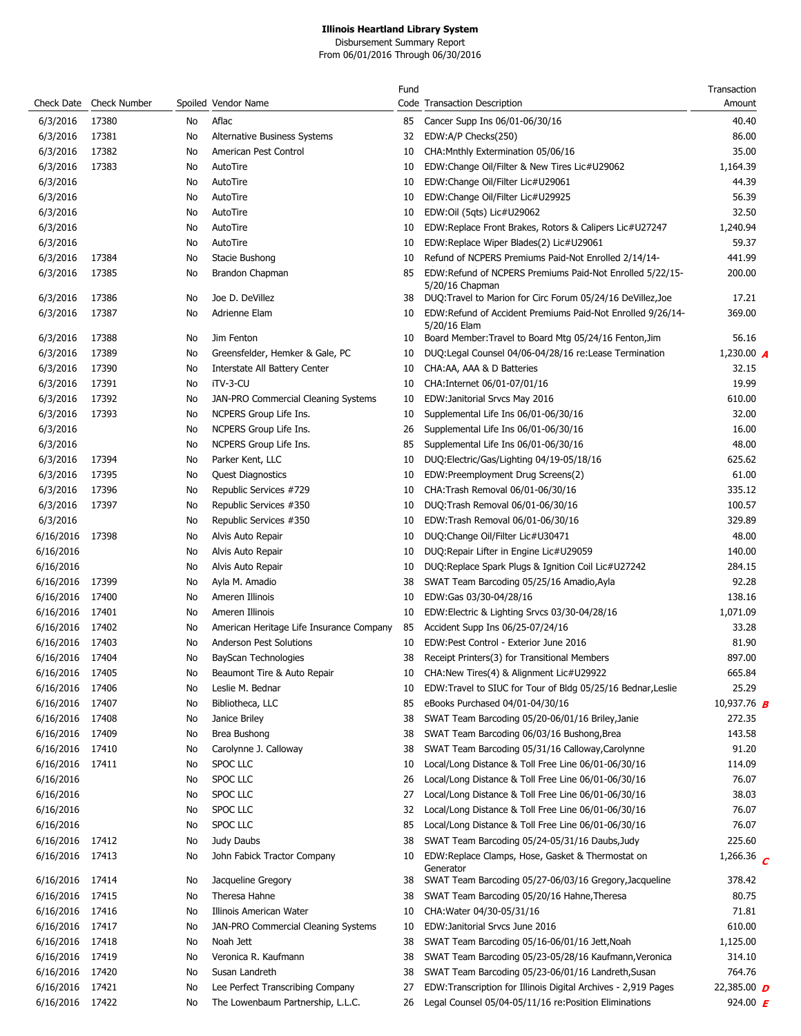**Illinois Heartland Library System**

Disbursement Summary Report

From 06/01/2016 Through 06/30/2016

| Check Date | Check Number | Spoiled | Vendor Name | Fund Code | Transaction Description | Transaction Amount |
|---|---|---|---|---|---|---|
| 6/3/2016 | 17380 | No | Aflac | 85 | Cancer Supp Ins 06/01-06/30/16 | 40.40 |
| 6/3/2016 | 17381 | No | Alternative Business Systems | 32 | EDW:A/P Checks(250) | 86.00 |
| 6/3/2016 | 17382 | No | American Pest Control | 10 | CHA:Mnthly Extermination 05/06/16 | 35.00 |
| 6/3/2016 | 17383 | No | AutoTire | 10 | EDW:Change Oil/Filter & New Tires Lic#U29062 | 1,164.39 |
| 6/3/2016 | | No | AutoTire | 10 | EDW:Change Oil/Filter Lic#U29061 | 44.39 |
| 6/3/2016 | | No | AutoTire | 10 | EDW:Change Oil/Filter Lic#U29925 | 56.39 |
| 6/3/2016 | | No | AutoTire | 10 | EDW:Oil (5qts) Lic#U29062 | 32.50 |
| 6/3/2016 | | No | AutoTire | 10 | EDW:Replace Front Brakes, Rotors & Calipers Lic#U27247 | 1,240.94 |
| 6/3/2016 | | No | AutoTire | 10 | EDW:Replace Wiper Blades(2) Lic#U29061 | 59.37 |
| 6/3/2016 | 17384 | No | Stacie Bushong | 10 | Refund of NCPERS Premiums Paid-Not Enrolled 2/14/14- | 441.99 |
| 6/3/2016 | 17385 | No | Brandon Chapman | 85 | EDW:Refund of NCPERS Premiums Paid-Not Enrolled 5/22/15-5/20/16 Chapman | 200.00 |
| 6/3/2016 | 17386 | No | Joe D. DeVillez | 38 | DUQ:Travel to Marion for Circ Forum 05/24/16 DeVillez,Joe | 17.21 |
| 6/3/2016 | 17387 | No | Adrienne Elam | 10 | EDW:Refund of Accident Premiums Paid-Not Enrolled 9/26/14-5/20/16 Elam | 369.00 |
| 6/3/2016 | 17388 | No | Jim Fenton | 10 | Board Member:Travel to Board Mtg 05/24/16 Fenton,Jim | 56.16 |
| 6/3/2016 | 17389 | No | Greensfelder, Hemker & Gale, PC | 10 | DUQ:Legal Counsel 04/06-04/28/16 re:Lease Termination | 1,230.00 *A* |
| 6/3/2016 | 17390 | No | Interstate All Battery Center | 10 | CHA:AA, AAA & D Batteries | 32.15 |
| 6/3/2016 | 17391 | No | iTV-3-CU | 10 | CHA:Internet 06/01-07/01/16 | 19.99 |
| 6/3/2016 | 17392 | No | JAN-PRO Commercial Cleaning Systems | 10 | EDW:Janitorial Srvcs May 2016 | 610.00 |
| 6/3/2016 | 17393 | No | NCPERS Group Life Ins. | 10 | Supplemental Life Ins 06/01-06/30/16 | 32.00 |
| 6/3/2016 | | No | NCPERS Group Life Ins. | 26 | Supplemental Life Ins 06/01-06/30/16 | 16.00 |
| 6/3/2016 | | No | NCPERS Group Life Ins. | 85 | Supplemental Life Ins 06/01-06/30/16 | 48.00 |
| 6/3/2016 | 17394 | No | Parker Kent, LLC | 10 | DUQ:Electric/Gas/Lighting 04/19-05/18/16 | 625.62 |
| 6/3/2016 | 17395 | No | Quest Diagnostics | 10 | EDW:Preemployment Drug Screens(2) | 61.00 |
| 6/3/2016 | 17396 | No | Republic Services #729 | 10 | CHA:Trash Removal 06/01-06/30/16 | 335.12 |
| 6/3/2016 | 17397 | No | Republic Services #350 | 10 | DUQ:Trash Removal 06/01-06/30/16 | 100.57 |
| 6/3/2016 | | No | Republic Services #350 | 10 | EDW:Trash Removal 06/01-06/30/16 | 329.89 |
| 6/16/2016 | 17398 | No | Alvis Auto Repair | 10 | DUQ:Change Oil/Filter Lic#U30471 | 48.00 |
| 6/16/2016 | | No | Alvis Auto Repair | 10 | DUQ:Repair Lifter in Engine Lic#U29059 | 140.00 |
| 6/16/2016 | | No | Alvis Auto Repair | 10 | DUQ:Replace Spark Plugs & Ignition Coil Lic#U27242 | 284.15 |
| 6/16/2016 | 17399 | No | Ayla M. Amadio | 38 | SWAT Team Barcoding 05/25/16 Amadio,Ayla | 92.28 |
| 6/16/2016 | 17400 | No | Ameren Illinois | 10 | EDW:Gas 03/30-04/28/16 | 138.16 |
| 6/16/2016 | 17401 | No | Ameren Illinois | 10 | EDW:Electric & Lighting Srvcs 03/30-04/28/16 | 1,071.09 |
| 6/16/2016 | 17402 | No | American Heritage Life Insurance Company | 85 | Accident Supp Ins 06/25-07/24/16 | 33.28 |
| 6/16/2016 | 17403 | No | Anderson Pest Solutions | 10 | EDW:Pest Control - Exterior June 2016 | 81.90 |
| 6/16/2016 | 17404 | No | BayScan Technologies | 38 | Receipt Printers(3) for Transitional Members | 897.00 |
| 6/16/2016 | 17405 | No | Beaumont Tire & Auto Repair | 10 | CHA:New Tires(4) & Alignment Lic#U29922 | 665.84 |
| 6/16/2016 | 17406 | No | Leslie M. Bednar | 10 | EDW:Travel to SIUC for Tour of Bldg 05/25/16 Bednar,Leslie | 25.29 |
| 6/16/2016 | 17407 | No | Bibliotheca, LLC | 85 | eBooks Purchased 04/01-04/30/16 | 10,937.76 *B* |
| 6/16/2016 | 17408 | No | Janice Briley | 38 | SWAT Team Barcoding 05/20-06/01/16 Briley,Janie | 272.35 |
| 6/16/2016 | 17409 | No | Brea Bushong | 38 | SWAT Team Barcoding 06/03/16 Bushong,Brea | 143.58 |
| 6/16/2016 | 17410 | No | Carolynne J. Calloway | 38 | SWAT Team Barcoding 05/31/16 Calloway,Carolynne | 91.20 |
| 6/16/2016 | 17411 | No | SPOC LLC | 10 | Local/Long Distance & Toll Free Line 06/01-06/30/16 | 114.09 |
| 6/16/2016 | | No | SPOC LLC | 26 | Local/Long Distance & Toll Free Line 06/01-06/30/16 | 76.07 |
| 6/16/2016 | | No | SPOC LLC | 27 | Local/Long Distance & Toll Free Line 06/01-06/30/16 | 38.03 |
| 6/16/2016 | | No | SPOC LLC | 32 | Local/Long Distance & Toll Free Line 06/01-06/30/16 | 76.07 |
| 6/16/2016 | | No | SPOC LLC | 85 | Local/Long Distance & Toll Free Line 06/01-06/30/16 | 76.07 |
| 6/16/2016 | 17412 | No | Judy Daubs | 38 | SWAT Team Barcoding 05/24-05/31/16 Daubs,Judy | 225.60 |
| 6/16/2016 | 17413 | No | John Fabick Tractor Company | 10 | EDW:Replace Clamps, Hose, Gasket & Thermostat on Generator | 1,266.36 *C* |
| 6/16/2016 | 17414 | No | Jacqueline Gregory | 38 | SWAT Team Barcoding 05/27-06/03/16 Gregory,Jacqueline | 378.42 |
| 6/16/2016 | 17415 | No | Theresa Hahne | 38 | SWAT Team Barcoding 05/20/16 Hahne,Theresa | 80.75 |
| 6/16/2016 | 17416 | No | Illinois American Water | 10 | CHA:Water 04/30-05/31/16 | 71.81 |
| 6/16/2016 | 17417 | No | JAN-PRO Commercial Cleaning Systems | 10 | EDW:Janitorial Srvcs June 2016 | 610.00 |
| 6/16/2016 | 17418 | No | Noah Jett | 38 | SWAT Team Barcoding 05/16-06/01/16 Jett,Noah | 1,125.00 |
| 6/16/2016 | 17419 | No | Veronica R. Kaufmann | 38 | SWAT Team Barcoding 05/23-05/28/16 Kaufmann,Veronica | 314.10 |
| 6/16/2016 | 17420 | No | Susan Landreth | 38 | SWAT Team Barcoding 05/23-06/01/16 Landreth,Susan | 764.76 |
| 6/16/2016 | 17421 | No | Lee Perfect Transcribing Company | 27 | EDW:Transcription for Illinois Digital Archives - 2,919 Pages | 22,385.00 *D* |
| 6/16/2016 | 17422 | No | The Lowenbaum Partnership, L.L.C. | 26 | Legal Counsel 05/04-05/11/16 re:Position Eliminations | 924.00 *E* |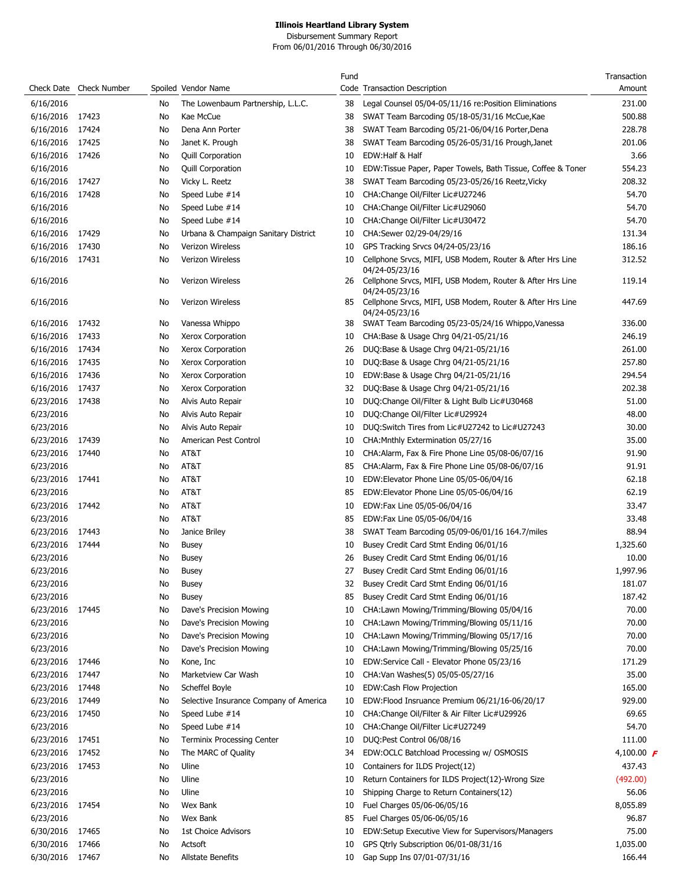**Illinois Heartland Library System**
Disbursement Summary Report
From 06/01/2016 Through 06/30/2016

| Check Date | Check Number | Spoiled | Vendor Name | Fund Code | Transaction Description | Transaction Amount |
|---|---|---|---|---|---|---|
| 6/16/2016 | | No | The Lowenbaum Partnership, L.L.C. | 38 | Legal Counsel 05/04-05/11/16 re:Position Eliminations | 231.00 |
| 6/16/2016 | 17423 | No | Kae McCue | 38 | SWAT Team Barcoding 05/18-05/31/16 McCue,Kae | 500.88 |
| 6/16/2016 | 17424 | No | Dena Ann Porter | 38 | SWAT Team Barcoding 05/21-06/04/16 Porter,Dena | 228.78 |
| 6/16/2016 | 17425 | No | Janet K. Prough | 38 | SWAT Team Barcoding 05/26-05/31/16 Prough,Janet | 201.06 |
| 6/16/2016 | 17426 | No | Quill Corporation | 10 | EDW:Half & Half | 3.66 |
| 6/16/2016 | | No | Quill Corporation | 10 | EDW:Tissue Paper, Paper Towels, Bath Tissue, Coffee & Toner | 554.23 |
| 6/16/2016 | 17427 | No | Vicky L. Reetz | 38 | SWAT Team Barcoding 05/23-05/26/16 Reetz,Vicky | 208.32 |
| 6/16/2016 | 17428 | No | Speed Lube #14 | 10 | CHA:Change Oil/Filter Lic#U27246 | 54.70 |
| 6/16/2016 | | No | Speed Lube #14 | 10 | CHA:Change Oil/Filter Lic#U29060 | 54.70 |
| 6/16/2016 | | No | Speed Lube #14 | 10 | CHA:Change Oil/Filter Lic#U30472 | 54.70 |
| 6/16/2016 | 17429 | No | Urbana & Champaign Sanitary District | 10 | CHA:Sewer 02/29-04/29/16 | 131.34 |
| 6/16/2016 | 17430 | No | Verizon Wireless | 10 | GPS Tracking Srvcs 04/24-05/23/16 | 186.16 |
| 6/16/2016 | 17431 | No | Verizon Wireless | 10 | Cellphone Srvcs, MIFI, USB Modem, Router & After Hrs Line 04/24-05/23/16 | 312.52 |
| 6/16/2016 | | No | Verizon Wireless | 26 | Cellphone Srvcs, MIFI, USB Modem, Router & After Hrs Line 04/24-05/23/16 | 119.14 |
| 6/16/2016 | | No | Verizon Wireless | 85 | Cellphone Srvcs, MIFI, USB Modem, Router & After Hrs Line 04/24-05/23/16 | 447.69 |
| 6/16/2016 | 17432 | No | Vanessa Whippo | 38 | SWAT Team Barcoding 05/23-05/24/16 Whippo,Vanessa | 336.00 |
| 6/16/2016 | 17433 | No | Xerox Corporation | 10 | CHA:Base & Usage Chrg 04/21-05/21/16 | 246.19 |
| 6/16/2016 | 17434 | No | Xerox Corporation | 26 | DUQ:Base & Usage Chrg 04/21-05/21/16 | 261.00 |
| 6/16/2016 | 17435 | No | Xerox Corporation | 10 | DUQ:Base & Usage Chrg 04/21-05/21/16 | 257.80 |
| 6/16/2016 | 17436 | No | Xerox Corporation | 10 | EDW:Base & Usage Chrg 04/21-05/21/16 | 294.54 |
| 6/16/2016 | 17437 | No | Xerox Corporation | 32 | DUQ:Base & Usage Chrg 04/21-05/21/16 | 202.38 |
| 6/23/2016 | 17438 | No | Alvis Auto Repair | 10 | DUQ:Change Oil/Filter & Light Bulb Lic#U30468 | 51.00 |
| 6/23/2016 | | No | Alvis Auto Repair | 10 | DUQ:Change Oil/Filter Lic#U29924 | 48.00 |
| 6/23/2016 | | No | Alvis Auto Repair | 10 | DUQ:Switch Tires from Lic#U27242 to Lic#U27243 | 30.00 |
| 6/23/2016 | 17439 | No | American Pest Control | 10 | CHA:Mnthly Extermination 05/27/16 | 35.00 |
| 6/23/2016 | 17440 | No | AT&T | 10 | CHA:Alarm, Fax & Fire Phone Line 05/08-06/07/16 | 91.90 |
| 6/23/2016 | | No | AT&T | 85 | CHA:Alarm, Fax & Fire Phone Line 05/08-06/07/16 | 91.91 |
| 6/23/2016 | 17441 | No | AT&T | 10 | EDW:Elevator Phone Line 05/05-06/04/16 | 62.18 |
| 6/23/2016 | | No | AT&T | 85 | EDW:Elevator Phone Line 05/05-06/04/16 | 62.19 |
| 6/23/2016 | 17442 | No | AT&T | 10 | EDW:Fax Line 05/05-06/04/16 | 33.47 |
| 6/23/2016 | | No | AT&T | 85 | EDW:Fax Line 05/05-06/04/16 | 33.48 |
| 6/23/2016 | 17443 | No | Janice Briley | 38 | SWAT Team Barcoding 05/09-06/01/16 164.7/miles | 88.94 |
| 6/23/2016 | 17444 | No | Busey | 10 | Busey Credit Card Stmt Ending 06/01/16 | 1,325.60 |
| 6/23/2016 | | No | Busey | 26 | Busey Credit Card Stmt Ending 06/01/16 | 10.00 |
| 6/23/2016 | | No | Busey | 27 | Busey Credit Card Stmt Ending 06/01/16 | 1,997.96 |
| 6/23/2016 | | No | Busey | 32 | Busey Credit Card Stmt Ending 06/01/16 | 181.07 |
| 6/23/2016 | | No | Busey | 85 | Busey Credit Card Stmt Ending 06/01/16 | 187.42 |
| 6/23/2016 | 17445 | No | Dave's Precision Mowing | 10 | CHA:Lawn Mowing/Trimming/Blowing 05/04/16 | 70.00 |
| 6/23/2016 | | No | Dave's Precision Mowing | 10 | CHA:Lawn Mowing/Trimming/Blowing 05/11/16 | 70.00 |
| 6/23/2016 | | No | Dave's Precision Mowing | 10 | CHA:Lawn Mowing/Trimming/Blowing 05/17/16 | 70.00 |
| 6/23/2016 | | No | Dave's Precision Mowing | 10 | CHA:Lawn Mowing/Trimming/Blowing 05/25/16 | 70.00 |
| 6/23/2016 | 17446 | No | Kone, Inc | 10 | EDW:Service Call - Elevator Phone 05/23/16 | 171.29 |
| 6/23/2016 | 17447 | No | Marketview Car Wash | 10 | CHA:Van Washes(5) 05/05-05/27/16 | 35.00 |
| 6/23/2016 | 17448 | No | Scheffel Boyle | 10 | EDW:Cash Flow Projection | 165.00 |
| 6/23/2016 | 17449 | No | Selective Insurance Company of America | 10 | EDW:Flood Insruance Premium 06/21/16-06/20/17 | 929.00 |
| 6/23/2016 | 17450 | No | Speed Lube #14 | 10 | CHA:Change Oil/Filter & Air Filter Lic#U29926 | 69.65 |
| 6/23/2016 | | No | Speed Lube #14 | 10 | CHA:Change Oil/Filter Lic#U27249 | 54.70 |
| 6/23/2016 | 17451 | No | Terminix Processing Center | 10 | DUQ:Pest Control 06/08/16 | 111.00 |
| 6/23/2016 | 17452 | No | The MARC of Quality | 34 | EDW:OCLC Batchload Processing w/ OSMOSIS | 4,100.00 F |
| 6/23/2016 | 17453 | No | Uline | 10 | Containers for ILDS Project(12) | 437.43 |
| 6/23/2016 | | No | Uline | 10 | Return Containers for ILDS Project(12)-Wrong Size | (492.00) |
| 6/23/2016 | | No | Uline | 10 | Shipping Charge to Return Containers(12) | 56.06 |
| 6/23/2016 | 17454 | No | Wex Bank | 10 | Fuel Charges 05/06-06/05/16 | 8,055.89 |
| 6/23/2016 | | No | Wex Bank | 85 | Fuel Charges 05/06-06/05/16 | 96.87 |
| 6/30/2016 | 17465 | No | 1st Choice Advisors | 10 | EDW:Setup Executive View for Supervisors/Managers | 75.00 |
| 6/30/2016 | 17466 | No | Actsoft | 10 | GPS Qtrly Subscription 06/01-08/31/16 | 1,035.00 |
| 6/30/2016 | 17467 | No | Allstate Benefits | 10 | Gap Supp Ins 07/01-07/31/16 | 166.44 |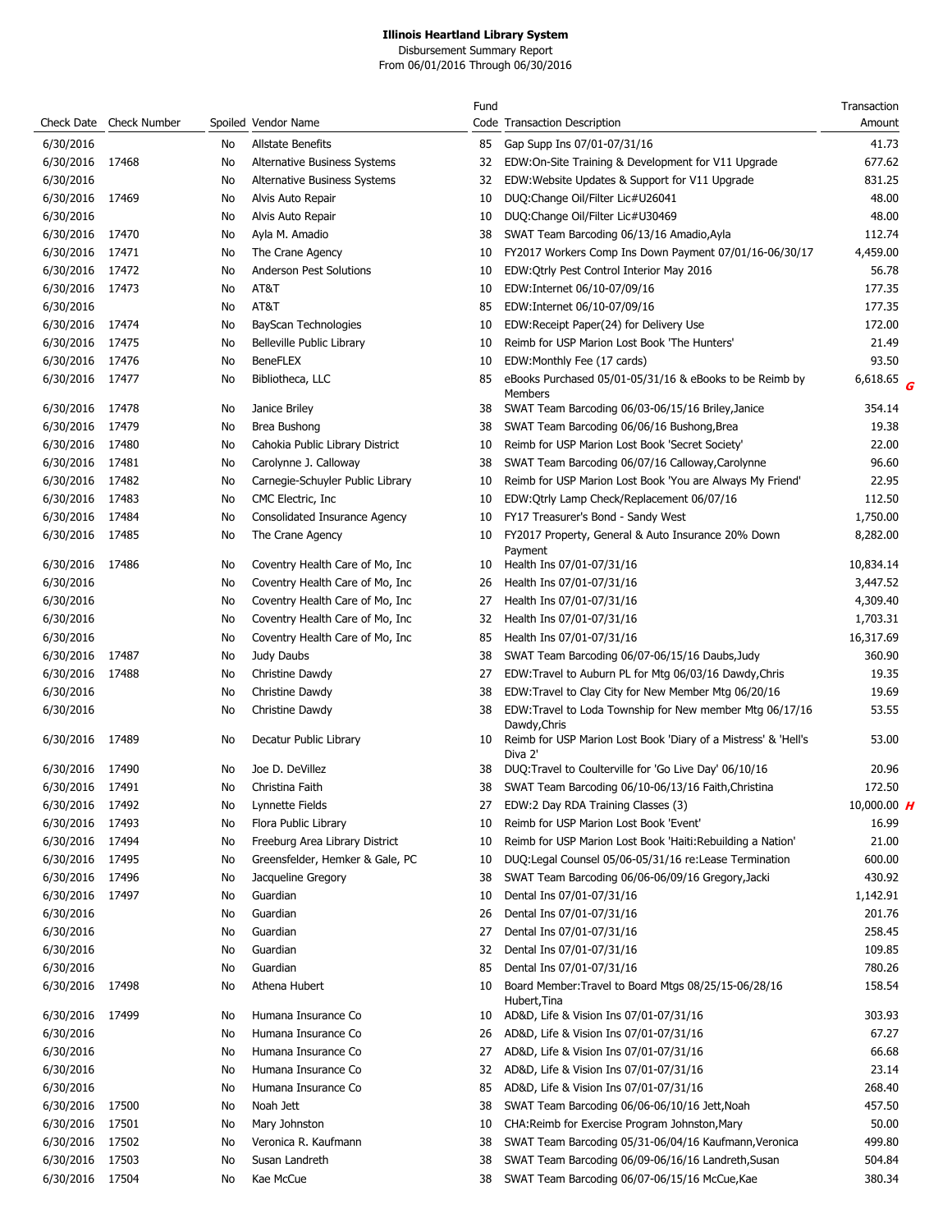**Illinois Heartland Library System**

Disbursement Summary Report

From 06/01/2016 Through 06/30/2016

| Check Date | Check Number | Spoiled | Vendor Name | Fund Code | Transaction Description | Transaction Amount |
|---|---|---|---|---|---|---|
| 6/30/2016 | | No | Allstate Benefits | 85 | Gap Supp Ins 07/01-07/31/16 | 41.73 |
| 6/30/2016 | 17468 | No | Alternative Business Systems | 32 | EDW:On-Site Training & Development for V11 Upgrade | 677.62 |
| 6/30/2016 | | No | Alternative Business Systems | 32 | EDW:Website Updates & Support for V11 Upgrade | 831.25 |
| 6/30/2016 | 17469 | No | Alvis Auto Repair | 10 | DUQ:Change Oil/Filter Lic#U26041 | 48.00 |
| 6/30/2016 | | No | Alvis Auto Repair | 10 | DUQ:Change Oil/Filter Lic#U30469 | 48.00 |
| 6/30/2016 | 17470 | No | Ayla M. Amadio | 38 | SWAT Team Barcoding 06/13/16 Amadio,Ayla | 112.74 |
| 6/30/2016 | 17471 | No | The Crane Agency | 10 | FY2017 Workers Comp Ins Down Payment 07/01/16-06/30/17 | 4,459.00 |
| 6/30/2016 | 17472 | No | Anderson Pest Solutions | 10 | EDW:Qtrly Pest Control Interior May 2016 | 56.78 |
| 6/30/2016 | 17473 | No | AT&T | 10 | EDW:Internet 06/10-07/09/16 | 177.35 |
| 6/30/2016 | | No | AT&T | 85 | EDW:Internet 06/10-07/09/16 | 177.35 |
| 6/30/2016 | 17474 | No | BayScan Technologies | 10 | EDW:Receipt Paper(24) for Delivery Use | 172.00 |
| 6/30/2016 | 17475 | No | Belleville Public Library | 10 | Reimb for USP Marion Lost Book 'The Hunters' | 21.49 |
| 6/30/2016 | 17476 | No | BeneFLEX | 10 | EDW:Monthly Fee (17 cards) | 93.50 |
| 6/30/2016 | 17477 | No | Bibliotheca, LLC | 85 | eBooks Purchased 05/01-05/31/16 & eBooks to be Reimb by Members | 6,618.65 *G* |
| 6/30/2016 | 17478 | No | Janice Briley | 38 | SWAT Team Barcoding 06/03-06/15/16 Briley,Janice | 354.14 |
| 6/30/2016 | 17479 | No | Brea Bushong | 38 | SWAT Team Barcoding 06/06/16 Bushong,Brea | 19.38 |
| 6/30/2016 | 17480 | No | Cahokia Public Library District | 10 | Reimb for USP Marion Lost Book 'Secret Society' | 22.00 |
| 6/30/2016 | 17481 | No | Carolynne J. Calloway | 38 | SWAT Team Barcoding 06/07/16 Calloway,Carolynne | 96.60 |
| 6/30/2016 | 17482 | No | Carnegie-Schuyler Public Library | 10 | Reimb for USP Marion Lost Book 'You are Always My Friend' | 22.95 |
| 6/30/2016 | 17483 | No | CMC Electric, Inc | 10 | EDW:Qtrly Lamp Check/Replacement 06/07/16 | 112.50 |
| 6/30/2016 | 17484 | No | Consolidated Insurance Agency | 10 | FY17 Treasurer's Bond - Sandy West | 1,750.00 |
| 6/30/2016 | 17485 | No | The Crane Agency | 10 | FY2017 Property, General & Auto Insurance 20% Down Payment | 8,282.00 |
| 6/30/2016 | 17486 | No | Coventry Health Care of Mo, Inc | 10 | Health Ins 07/01-07/31/16 | 10,834.14 |
| 6/30/2016 | | No | Coventry Health Care of Mo, Inc | 26 | Health Ins 07/01-07/31/16 | 3,447.52 |
| 6/30/2016 | | No | Coventry Health Care of Mo, Inc | 27 | Health Ins 07/01-07/31/16 | 4,309.40 |
| 6/30/2016 | | No | Coventry Health Care of Mo, Inc | 32 | Health Ins 07/01-07/31/16 | 1,703.31 |
| 6/30/2016 | | No | Coventry Health Care of Mo, Inc | 85 | Health Ins 07/01-07/31/16 | 16,317.69 |
| 6/30/2016 | 17487 | No | Judy Daubs | 38 | SWAT Team Barcoding 06/07-06/15/16 Daubs,Judy | 360.90 |
| 6/30/2016 | 17488 | No | Christine Dawdy | 27 | EDW:Travel to Auburn PL for Mtg 06/03/16 Dawdy,Chris | 19.35 |
| 6/30/2016 | | No | Christine Dawdy | 38 | EDW:Travel to Clay City for New Member Mtg 06/20/16 | 19.69 |
| 6/30/2016 | | No | Christine Dawdy | 38 | EDW:Travel to Loda Township for New member Mtg 06/17/16 Dawdy,Chris | 53.55 |
| 6/30/2016 | 17489 | No | Decatur Public Library | 10 | Reimb for USP Marion Lost Book 'Diary of a Mistress' & 'Hell's Diva 2' | 53.00 |
| 6/30/2016 | 17490 | No | Joe D. DeVillez | 38 | DUQ:Travel to Coulterville for 'Go Live Day' 06/10/16 | 20.96 |
| 6/30/2016 | 17491 | No | Christina Faith | 38 | SWAT Team Barcoding 06/10-06/13/16 Faith,Christina | 172.50 |
| 6/30/2016 | 17492 | No | Lynnette Fields | 27 | EDW:2 Day RDA Training Classes (3) | 10,000.00 *H* |
| 6/30/2016 | 17493 | No | Flora Public Library | 10 | Reimb for USP Marion Lost Book 'Event' | 16.99 |
| 6/30/2016 | 17494 | No | Freeburg Area Library District | 10 | Reimb for USP Marion Lost Book 'Haiti:Rebuilding a Nation' | 21.00 |
| 6/30/2016 | 17495 | No | Greensfelder, Hemker & Gale, PC | 10 | DUQ:Legal Counsel 05/06-05/31/16 re:Lease Termination | 600.00 |
| 6/30/2016 | 17496 | No | Jacqueline Gregory | 38 | SWAT Team Barcoding 06/06-06/09/16 Gregory,Jacki | 430.92 |
| 6/30/2016 | 17497 | No | Guardian | 10 | Dental Ins 07/01-07/31/16 | 1,142.91 |
| 6/30/2016 | | No | Guardian | 26 | Dental Ins 07/01-07/31/16 | 201.76 |
| 6/30/2016 | | No | Guardian | 27 | Dental Ins 07/01-07/31/16 | 258.45 |
| 6/30/2016 | | No | Guardian | 32 | Dental Ins 07/01-07/31/16 | 109.85 |
| 6/30/2016 | | No | Guardian | 85 | Dental Ins 07/01-07/31/16 | 780.26 |
| 6/30/2016 | 17498 | No | Athena Hubert | 10 | Board Member:Travel to Board Mtgs 08/25/15-06/28/16 Hubert,Tina | 158.54 |
| 6/30/2016 | 17499 | No | Humana Insurance Co | 10 | AD&D, Life & Vision Ins 07/01-07/31/16 | 303.93 |
| 6/30/2016 | | No | Humana Insurance Co | 26 | AD&D, Life & Vision Ins 07/01-07/31/16 | 67.27 |
| 6/30/2016 | | No | Humana Insurance Co | 27 | AD&D, Life & Vision Ins 07/01-07/31/16 | 66.68 |
| 6/30/2016 | | No | Humana Insurance Co | 32 | AD&D, Life & Vision Ins 07/01-07/31/16 | 23.14 |
| 6/30/2016 | | No | Humana Insurance Co | 85 | AD&D, Life & Vision Ins 07/01-07/31/16 | 268.40 |
| 6/30/2016 | 17500 | No | Noah Jett | 38 | SWAT Team Barcoding 06/06-06/10/16 Jett,Noah | 457.50 |
| 6/30/2016 | 17501 | No | Mary Johnston | 10 | CHA:Reimb for Exercise Program Johnston,Mary | 50.00 |
| 6/30/2016 | 17502 | No | Veronica R. Kaufmann | 38 | SWAT Team Barcoding 05/31-06/04/16 Kaufmann,Veronica | 499.80 |
| 6/30/2016 | 17503 | No | Susan Landreth | 38 | SWAT Team Barcoding 06/09-06/16/16 Landreth,Susan | 504.84 |
| 6/30/2016 | 17504 | No | Kae McCue | 38 | SWAT Team Barcoding 06/07-06/15/16 McCue,Kae | 380.34 |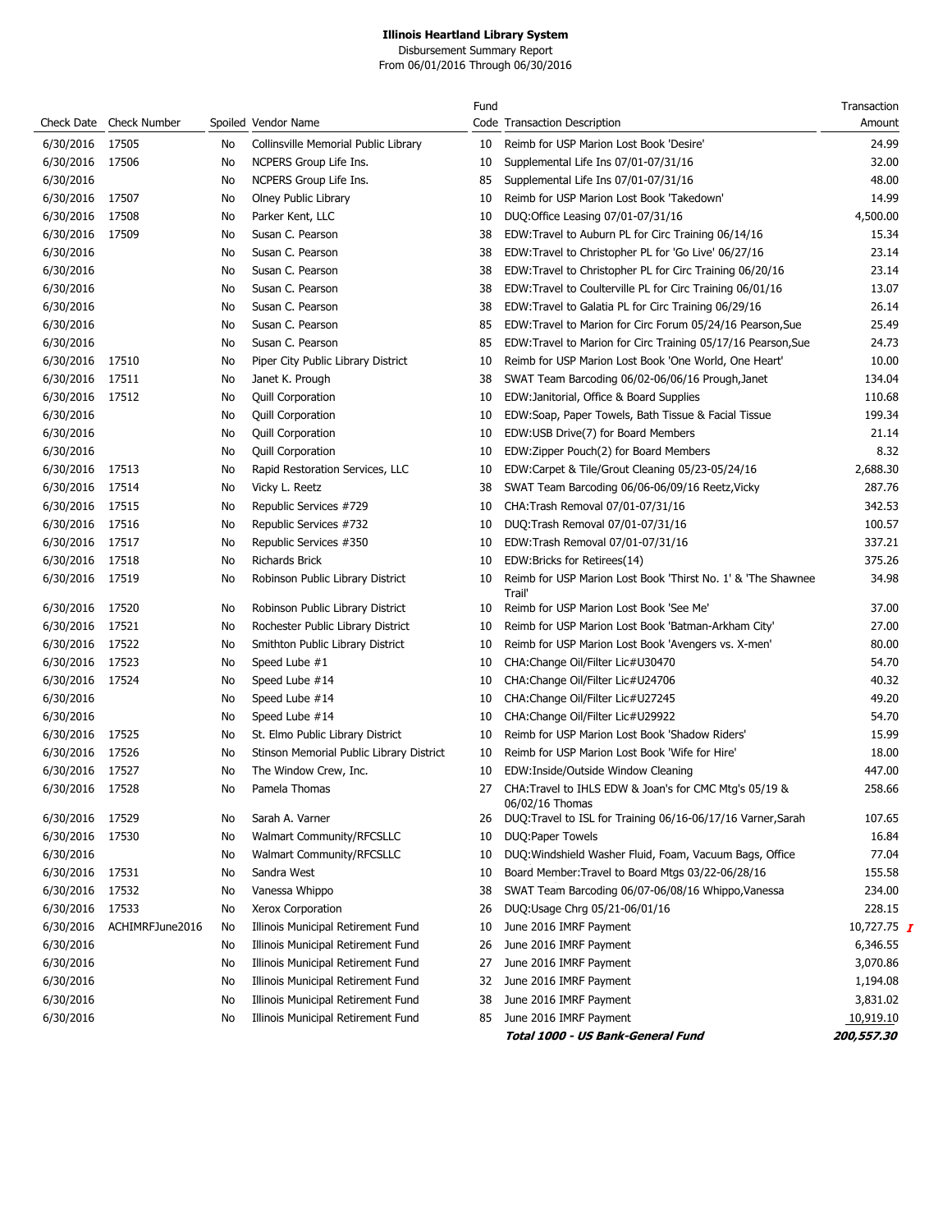**Illinois Heartland Library System**
Disbursement Summary Report
From 06/01/2016 Through 06/30/2016

| Check Date | Check Number | Spoiled | Vendor Name | Fund Code | Transaction Description | Transaction Amount |
|---|---|---|---|---|---|---|
| 6/30/2016 | 17505 | No | Collinsville Memorial Public Library | 10 | Reimb for USP Marion Lost Book 'Desire' | 24.99 |
| 6/30/2016 | 17506 | No | NCPERS Group Life Ins. | 10 | Supplemental Life Ins 07/01-07/31/16 | 32.00 |
| 6/30/2016 | | No | NCPERS Group Life Ins. | 85 | Supplemental Life Ins 07/01-07/31/16 | 48.00 |
| 6/30/2016 | 17507 | No | Olney Public Library | 10 | Reimb for USP Marion Lost Book 'Takedown' | 14.99 |
| 6/30/2016 | 17508 | No | Parker Kent, LLC | 10 | DUQ:Office Leasing 07/01-07/31/16 | 4,500.00 |
| 6/30/2016 | 17509 | No | Susan C. Pearson | 38 | EDW:Travel to Auburn PL for Circ Training 06/14/16 | 15.34 |
| 6/30/2016 | | No | Susan C. Pearson | 38 | EDW:Travel to Christopher PL for 'Go Live' 06/27/16 | 23.14 |
| 6/30/2016 | | No | Susan C. Pearson | 38 | EDW:Travel to Christopher PL for Circ Training 06/20/16 | 23.14 |
| 6/30/2016 | | No | Susan C. Pearson | 38 | EDW:Travel to Coulterville PL for Circ Training 06/01/16 | 13.07 |
| 6/30/2016 | | No | Susan C. Pearson | 38 | EDW:Travel to Galatia PL for Circ Training 06/29/16 | 26.14 |
| 6/30/2016 | | No | Susan C. Pearson | 85 | EDW:Travel to Marion for Circ Forum 05/24/16 Pearson,Sue | 25.49 |
| 6/30/2016 | | No | Susan C. Pearson | 85 | EDW:Travel to Marion for Circ Training 05/17/16 Pearson,Sue | 24.73 |
| 6/30/2016 | 17510 | No | Piper City Public Library District | 10 | Reimb for USP Marion Lost Book 'One World, One Heart' | 10.00 |
| 6/30/2016 | 17511 | No | Janet K. Prough | 38 | SWAT Team Barcoding 06/02-06/06/16 Prough,Janet | 134.04 |
| 6/30/2016 | 17512 | No | Quill Corporation | 10 | EDW:Janitorial, Office & Board Supplies | 110.68 |
| 6/30/2016 | | No | Quill Corporation | 10 | EDW:Soap, Paper Towels, Bath Tissue & Facial Tissue | 199.34 |
| 6/30/2016 | | No | Quill Corporation | 10 | EDW:USB Drive(7) for Board Members | 21.14 |
| 6/30/2016 | | No | Quill Corporation | 10 | EDW:Zipper Pouch(2) for Board Members | 8.32 |
| 6/30/2016 | 17513 | No | Rapid Restoration Services, LLC | 10 | EDW:Carpet & Tile/Grout Cleaning 05/23-05/24/16 | 2,688.30 |
| 6/30/2016 | 17514 | No | Vicky L. Reetz | 38 | SWAT Team Barcoding 06/06-06/09/16 Reetz,Vicky | 287.76 |
| 6/30/2016 | 17515 | No | Republic Services #729 | 10 | CHA:Trash Removal 07/01-07/31/16 | 342.53 |
| 6/30/2016 | 17516 | No | Republic Services #732 | 10 | DUQ:Trash Removal 07/01-07/31/16 | 100.57 |
| 6/30/2016 | 17517 | No | Republic Services #350 | 10 | EDW:Trash Removal 07/01-07/31/16 | 337.21 |
| 6/30/2016 | 17518 | No | Richards Brick | 10 | EDW:Bricks for Retirees(14) | 375.26 |
| 6/30/2016 | 17519 | No | Robinson Public Library District | 10 | Reimb for USP Marion Lost Book 'Thirst No. 1' & 'The Shawnee Trail' | 34.98 |
| 6/30/2016 | 17520 | No | Robinson Public Library District | 10 | Reimb for USP Marion Lost Book 'See Me' | 37.00 |
| 6/30/2016 | 17521 | No | Rochester Public Library District | 10 | Reimb for USP Marion Lost Book 'Batman-Arkham City' | 27.00 |
| 6/30/2016 | 17522 | No | Smithton Public Library District | 10 | Reimb for USP Marion Lost Book 'Avengers vs. X-men' | 80.00 |
| 6/30/2016 | 17523 | No | Speed Lube #1 | 10 | CHA:Change Oil/Filter Lic#U30470 | 54.70 |
| 6/30/2016 | 17524 | No | Speed Lube #14 | 10 | CHA:Change Oil/Filter Lic#U24706 | 40.32 |
| 6/30/2016 | | No | Speed Lube #14 | 10 | CHA:Change Oil/Filter Lic#U27245 | 49.20 |
| 6/30/2016 | | No | Speed Lube #14 | 10 | CHA:Change Oil/Filter Lic#U29922 | 54.70 |
| 6/30/2016 | 17525 | No | St. Elmo Public Library District | 10 | Reimb for USP Marion Lost Book 'Shadow Riders' | 15.99 |
| 6/30/2016 | 17526 | No | Stinson Memorial Public Library District | 10 | Reimb for USP Marion Lost Book 'Wife for Hire' | 18.00 |
| 6/30/2016 | 17527 | No | The Window Crew, Inc. | 10 | EDW:Inside/Outside Window Cleaning | 447.00 |
| 6/30/2016 | 17528 | No | Pamela Thomas | 27 | CHA:Travel to IHLS EDW & Joan's for CMC Mtg's 05/19 & 06/02/16 Thomas | 258.66 |
| 6/30/2016 | 17529 | No | Sarah A. Varner | 26 | DUQ:Travel to ISL for Training 06/16-06/17/16 Varner,Sarah | 107.65 |
| 6/30/2016 | 17530 | No | Walmart Community/RFCSLLC | 10 | DUQ:Paper Towels | 16.84 |
| 6/30/2016 | | No | Walmart Community/RFCSLLC | 10 | DUQ:Windshield Washer Fluid, Foam, Vacuum Bags, Office | 77.04 |
| 6/30/2016 | 17531 | No | Sandra West | 10 | Board Member:Travel to Board Mtgs 03/22-06/28/16 | 155.58 |
| 6/30/2016 | 17532 | No | Vanessa Whippo | 38 | SWAT Team Barcoding 06/07-06/08/16 Whippo,Vanessa | 234.00 |
| 6/30/2016 | 17533 | No | Xerox Corporation | 26 | DUQ:Usage Chrg 05/21-06/01/16 | 228.15 |
| 6/30/2016 | ACHIMRFJune2016 | No | Illinois Municipal Retirement Fund | 10 | June 2016 IMRF Payment | 10,727.75 *I* |
| 6/30/2016 | | No | Illinois Municipal Retirement Fund | 26 | June 2016 IMRF Payment | 6,346.55 |
| 6/30/2016 | | No | Illinois Municipal Retirement Fund | 27 | June 2016 IMRF Payment | 3,070.86 |
| 6/30/2016 | | No | Illinois Municipal Retirement Fund | 32 | June 2016 IMRF Payment | 1,194.08 |
| 6/30/2016 | | No | Illinois Municipal Retirement Fund | 38 | June 2016 IMRF Payment | 3,831.02 |
| 6/30/2016 | | No | Illinois Municipal Retirement Fund | 85 | June 2016 IMRF Payment | 10,919.10 |
| | | | | | ***Total 1000 - US Bank-General Fund*** | ***200,557.30*** |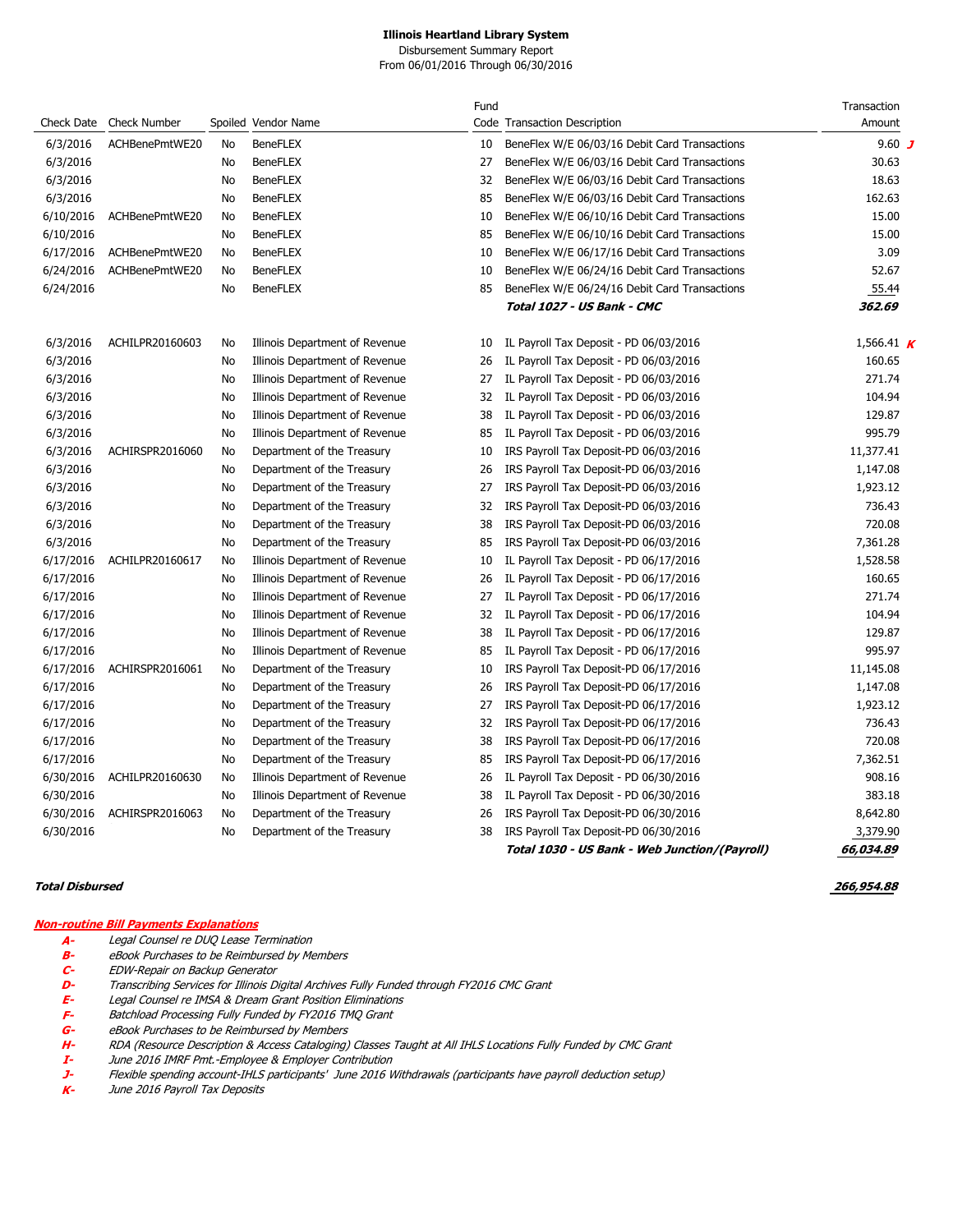**Illinois Heartland Library System**
Disbursement Summary Report
From 06/01/2016 Through 06/30/2016

| Check Date | Check Number | Spoiled | Vendor Name | Fund Code | Transaction Description | Transaction Amount |
|---|---|---|---|---|---|---|
| 6/3/2016 | ACHBenePmtWE20 | No | BeneFLEX | 10 | BeneFlex W/E 06/03/16 Debit Card Transactions | 9.60 ***J*** |
| 6/3/2016 | | No | BeneFLEX | 27 | BeneFlex W/E 06/03/16 Debit Card Transactions | 30.63 |
| 6/3/2016 | | No | BeneFLEX | 32 | BeneFlex W/E 06/03/16 Debit Card Transactions | 18.63 |
| 6/3/2016 | | No | BeneFLEX | 85 | BeneFlex W/E 06/03/16 Debit Card Transactions | 162.63 |
| 6/10/2016 | ACHBenePmtWE20 | No | BeneFLEX | 10 | BeneFlex W/E 06/10/16 Debit Card Transactions | 15.00 |
| 6/10/2016 | | No | BeneFLEX | 85 | BeneFlex W/E 06/10/16 Debit Card Transactions | 15.00 |
| 6/17/2016 | ACHBenePmtWE20 | No | BeneFLEX | 10 | BeneFlex W/E 06/17/16 Debit Card Transactions | 3.09 |
| 6/24/2016 | ACHBenePmtWE20 | No | BeneFLEX | 10 | BeneFlex W/E 06/24/16 Debit Card Transactions | 52.67 |
| 6/24/2016 | | No | BeneFLEX | 85 | BeneFlex W/E 06/24/16 Debit Card Transactions | 55.44 |
| | | | | | ***Total 1027 - US Bank - CMC*** | ***362.69*** |
| 6/3/2016 | ACHILPR20160603 | No | Illinois Department of Revenue | 10 | IL Payroll Tax Deposit - PD 06/03/2016 | 1,566.41 ***K*** |
| 6/3/2016 | | No | Illinois Department of Revenue | 26 | IL Payroll Tax Deposit - PD 06/03/2016 | 160.65 |
| 6/3/2016 | | No | Illinois Department of Revenue | 27 | IL Payroll Tax Deposit - PD 06/03/2016 | 271.74 |
| 6/3/2016 | | No | Illinois Department of Revenue | 32 | IL Payroll Tax Deposit - PD 06/03/2016 | 104.94 |
| 6/3/2016 | | No | Illinois Department of Revenue | 38 | IL Payroll Tax Deposit - PD 06/03/2016 | 129.87 |
| 6/3/2016 | | No | Illinois Department of Revenue | 85 | IL Payroll Tax Deposit - PD 06/03/2016 | 995.79 |
| 6/3/2016 | ACHIRSPR2016060 | No | Department of the Treasury | 10 | IRS Payroll Tax Deposit-PD 06/03/2016 | 11,377.41 |
| 6/3/2016 | | No | Department of the Treasury | 26 | IRS Payroll Tax Deposit-PD 06/03/2016 | 1,147.08 |
| 6/3/2016 | | No | Department of the Treasury | 27 | IRS Payroll Tax Deposit-PD 06/03/2016 | 1,923.12 |
| 6/3/2016 | | No | Department of the Treasury | 32 | IRS Payroll Tax Deposit-PD 06/03/2016 | 736.43 |
| 6/3/2016 | | No | Department of the Treasury | 38 | IRS Payroll Tax Deposit-PD 06/03/2016 | 720.08 |
| 6/3/2016 | | No | Department of the Treasury | 85 | IRS Payroll Tax Deposit-PD 06/03/2016 | 7,361.28 |
| 6/17/2016 | ACHILPR20160617 | No | Illinois Department of Revenue | 10 | IL Payroll Tax Deposit - PD 06/17/2016 | 1,528.58 |
| 6/17/2016 | | No | Illinois Department of Revenue | 26 | IL Payroll Tax Deposit - PD 06/17/2016 | 160.65 |
| 6/17/2016 | | No | Illinois Department of Revenue | 27 | IL Payroll Tax Deposit - PD 06/17/2016 | 271.74 |
| 6/17/2016 | | No | Illinois Department of Revenue | 32 | IL Payroll Tax Deposit - PD 06/17/2016 | 104.94 |
| 6/17/2016 | | No | Illinois Department of Revenue | 38 | IL Payroll Tax Deposit - PD 06/17/2016 | 129.87 |
| 6/17/2016 | | No | Illinois Department of Revenue | 85 | IL Payroll Tax Deposit - PD 06/17/2016 | 995.97 |
| 6/17/2016 | ACHIRSPR2016061 | No | Department of the Treasury | 10 | IRS Payroll Tax Deposit-PD 06/17/2016 | 11,145.08 |
| 6/17/2016 | | No | Department of the Treasury | 26 | IRS Payroll Tax Deposit-PD 06/17/2016 | 1,147.08 |
| 6/17/2016 | | No | Department of the Treasury | 27 | IRS Payroll Tax Deposit-PD 06/17/2016 | 1,923.12 |
| 6/17/2016 | | No | Department of the Treasury | 32 | IRS Payroll Tax Deposit-PD 06/17/2016 | 736.43 |
| 6/17/2016 | | No | Department of the Treasury | 38 | IRS Payroll Tax Deposit-PD 06/17/2016 | 720.08 |
| 6/17/2016 | | No | Department of the Treasury | 85 | IRS Payroll Tax Deposit-PD 06/17/2016 | 7,362.51 |
| 6/30/2016 | ACHILPR20160630 | No | Illinois Department of Revenue | 26 | IL Payroll Tax Deposit - PD 06/30/2016 | 908.16 |
| 6/30/2016 | | No | Illinois Department of Revenue | 38 | IL Payroll Tax Deposit - PD 06/30/2016 | 383.18 |
| 6/30/2016 | ACHIRSPR2016063 | No | Department of the Treasury | 26 | IRS Payroll Tax Deposit-PD 06/30/2016 | 8,642.80 |
| 6/30/2016 | | No | Department of the Treasury | 38 | IRS Payroll Tax Deposit-PD 06/30/2016 | 3,379.90 |
| | | | | | ***Total 1030 - US Bank - Web Junction/(Payroll)*** | ***66,034.89*** |

***Total Disbursed*** ***266,954.88***

***Non-routine Bill Payments Explanations***

- ***A-*** *Legal Counsel re DUQ Lease Termination*
- ***B-*** *eBook Purchases to be Reimbursed by Members*
- ***C-*** *EDW-Repair on Backup Generator*
- ***D-*** *Transcribing Services for Illinois Digital Archives Fully Funded through FY2016 CMC Grant*
- ***E-*** *Legal Counsel re IMSA & Dream Grant Position Eliminations*
- ***F-*** *Batchload Processing Fully Funded by FY2016 TMQ Grant*
- ***G-*** *eBook Purchases to be Reimbursed by Members*
- ***H-*** *RDA (Resource Description & Access Cataloging) Classes Taught at All IHLS Locations Fully Funded by CMC Grant*
- ***I-*** *June 2016 IMRF Pmt.-Employee & Employer Contribution*
- ***J-*** *Flexible spending account-IHLS participants' June 2016 Withdrawals (participants have payroll deduction setup)*
- ***K-*** *June 2016 Payroll Tax Deposits*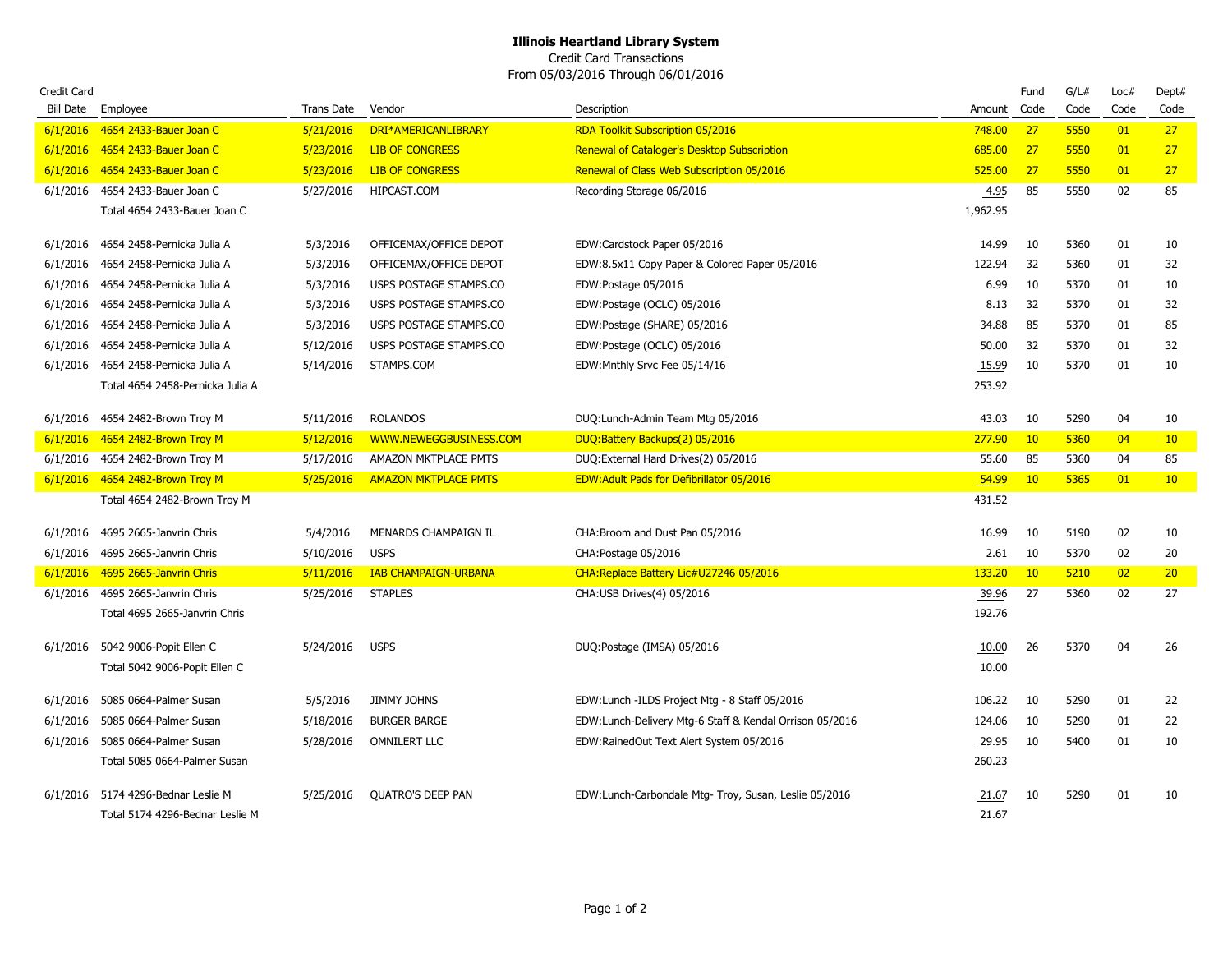# Illinois Heartland Library System

Credit Card Transactions

From 05/03/2016 Through 06/01/2016

| Credit Card Bill Date | Employee | Trans Date | Vendor | Description | Amount | Fund Code | G/L# Code | Loc# Code | Dept# Code |
|---|---|---|---|---|---|---|---|---|---|
| 6/1/2016 | 4654 2433-Bauer Joan C | 5/21/2016 | DRI*AMERICANLIBRARY | RDA Toolkit Subscription 05/2016 | 748.00 | 27 | 5550 | 01 | 27 |
| 6/1/2016 | 4654 2433-Bauer Joan C | 5/23/2016 | LIB OF CONGRESS | Renewal of Cataloger's Desktop Subscription | 685.00 | 27 | 5550 | 01 | 27 |
| 6/1/2016 | 4654 2433-Bauer Joan C | 5/23/2016 | LIB OF CONGRESS | Renewal of Class Web Subscription 05/2016 | 525.00 | 27 | 5550 | 01 | 27 |
| 6/1/2016 | 4654 2433-Bauer Joan C | 5/27/2016 | HIPCAST.COM | Recording Storage 06/2016 | 4.95 | 85 | 5550 | 02 | 85 |
| | Total 4654 2433-Bauer Joan C | | | | 1,962.95 | | | | |
| 6/1/2016 | 4654 2458-Pernicka Julia A | 5/3/2016 | OFFICEMAX/OFFICE DEPOT | EDW:Cardstock Paper 05/2016 | 14.99 | 10 | 5360 | 01 | 10 |
| 6/1/2016 | 4654 2458-Pernicka Julia A | 5/3/2016 | OFFICEMAX/OFFICE DEPOT | EDW:8.5x11 Copy Paper & Colored Paper 05/2016 | 122.94 | 32 | 5360 | 01 | 32 |
| 6/1/2016 | 4654 2458-Pernicka Julia A | 5/3/2016 | USPS POSTAGE STAMPS.CO | EDW:Postage 05/2016 | 6.99 | 10 | 5370 | 01 | 10 |
| 6/1/2016 | 4654 2458-Pernicka Julia A | 5/3/2016 | USPS POSTAGE STAMPS.CO | EDW:Postage (OCLC) 05/2016 | 8.13 | 32 | 5370 | 01 | 32 |
| 6/1/2016 | 4654 2458-Pernicka Julia A | 5/3/2016 | USPS POSTAGE STAMPS.CO | EDW:Postage (SHARE) 05/2016 | 34.88 | 85 | 5370 | 01 | 85 |
| 6/1/2016 | 4654 2458-Pernicka Julia A | 5/12/2016 | USPS POSTAGE STAMPS.CO | EDW:Postage (OCLC) 05/2016 | 50.00 | 32 | 5370 | 01 | 32 |
| 6/1/2016 | 4654 2458-Pernicka Julia A | 5/14/2016 | STAMPS.COM | EDW:Mnthly Srvc Fee 05/14/16 | 15.99 | 10 | 5370 | 01 | 10 |
| | Total 4654 2458-Pernicka Julia A | | | | 253.92 | | | | |
| 6/1/2016 | 4654 2482-Brown Troy M | 5/11/2016 | ROLANDOS | DUQ:Lunch-Admin Team Mtg 05/2016 | 43.03 | 10 | 5290 | 04 | 10 |
| 6/1/2016 | 4654 2482-Brown Troy M | 5/12/2016 | WWW.NEWEGGBUSINESS.COM | DUQ:Battery Backups(2) 05/2016 | 277.90 | 10 | 5360 | 04 | 10 |
| 6/1/2016 | 4654 2482-Brown Troy M | 5/17/2016 | AMAZON MKTPLACE PMTS | DUQ:External Hard Drives(2) 05/2016 | 55.60 | 85 | 5360 | 04 | 85 |
| 6/1/2016 | 4654 2482-Brown Troy M | 5/25/2016 | AMAZON MKTPLACE PMTS | EDW:Adult Pads for Defibrillator 05/2016 | 54.99 | 10 | 5365 | 01 | 10 |
| | Total 4654 2482-Brown Troy M | | | | 431.52 | | | | |
| 6/1/2016 | 4695 2665-Janvrin Chris | 5/4/2016 | MENARDS CHAMPAIGN IL | CHA:Broom and Dust Pan 05/2016 | 16.99 | 10 | 5190 | 02 | 10 |
| 6/1/2016 | 4695 2665-Janvrin Chris | 5/10/2016 | USPS | CHA:Postage 05/2016 | 2.61 | 10 | 5370 | 02 | 20 |
| 6/1/2016 | 4695 2665-Janvrin Chris | 5/11/2016 | IAB CHAMPAIGN-URBANA | CHA:Replace Battery Lic#U27246 05/2016 | 133.20 | 10 | 5210 | 02 | 20 |
| 6/1/2016 | 4695 2665-Janvrin Chris | 5/25/2016 | STAPLES | CHA:USB Drives(4) 05/2016 | 39.96 | 27 | 5360 | 02 | 27 |
| | Total 4695 2665-Janvrin Chris | | | | 192.76 | | | | |
| 6/1/2016 | 5042 9006-Popit Ellen C | 5/24/2016 | USPS | DUQ:Postage (IMSA) 05/2016 | 10.00 | 26 | 5370 | 04 | 26 |
| | Total 5042 9006-Popit Ellen C | | | | 10.00 | | | | |
| 6/1/2016 | 5085 0664-Palmer Susan | 5/5/2016 | JIMMY JOHNS | EDW:Lunch -ILDS Project Mtg - 8 Staff 05/2016 | 106.22 | 10 | 5290 | 01 | 22 |
| 6/1/2016 | 5085 0664-Palmer Susan | 5/18/2016 | BURGER BARGE | EDW:Lunch-Delivery Mtg-6 Staff & Kendal Orrison 05/2016 | 124.06 | 10 | 5290 | 01 | 22 |
| 6/1/2016 | 5085 0664-Palmer Susan | 5/28/2016 | OMNILERT LLC | EDW:RainedOut Text Alert System 05/2016 | 29.95 | 10 | 5400 | 01 | 10 |
| | Total 5085 0664-Palmer Susan | | | | 260.23 | | | | |
| 6/1/2016 | 5174 4296-Bednar Leslie M | 5/25/2016 | QUATRO'S DEEP PAN | EDW:Lunch-Carbondale Mtg- Troy, Susan, Leslie 05/2016 | 21.67 | 10 | 5290 | 01 | 10 |
| | Total 5174 4296-Bednar Leslie M | | | | 21.67 | | | | |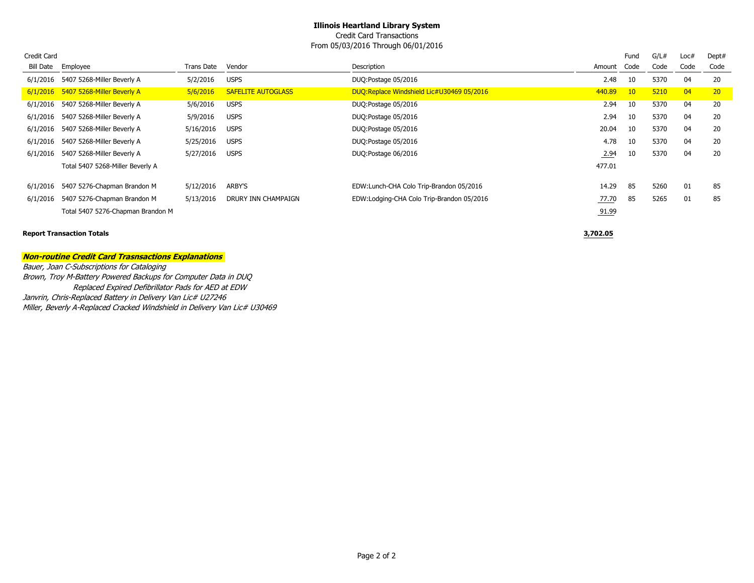**Illinois Heartland Library System**
Credit Card Transactions
From 05/03/2016 Through 06/01/2016

| Credit Card Bill Date | Employee | Trans Date | Vendor | Description | Amount | Fund Code | G/L# Code | Loc# Code | Dept# Code |
|---|---|---|---|---|---|---|---|---|---|
| 6/1/2016 | 5407 5268-Miller Beverly A | 5/2/2016 | USPS | DUQ:Postage 05/2016 | 2.48 | 10 | 5370 | 04 | 20 |
| 6/1/2016 | 5407 5268-Miller Beverly A | 5/6/2016 | SAFELITE AUTOGLASS | DUQ:Replace Windshield Lic#U30469 05/2016 | 440.89 | 10 | 5210 | 04 | 20 |
| 6/1/2016 | 5407 5268-Miller Beverly A | 5/6/2016 | USPS | DUQ:Postage 05/2016 | 2.94 | 10 | 5370 | 04 | 20 |
| 6/1/2016 | 5407 5268-Miller Beverly A | 5/9/2016 | USPS | DUQ:Postage 05/2016 | 2.94 | 10 | 5370 | 04 | 20 |
| 6/1/2016 | 5407 5268-Miller Beverly A | 5/16/2016 | USPS | DUQ:Postage 05/2016 | 20.04 | 10 | 5370 | 04 | 20 |
| 6/1/2016 | 5407 5268-Miller Beverly A | 5/25/2016 | USPS | DUQ:Postage 05/2016 | 4.78 | 10 | 5370 | 04 | 20 |
| 6/1/2016 | 5407 5268-Miller Beverly A | 5/27/2016 | USPS | DUQ:Postage 06/2016 | 2.94 | 10 | 5370 | 04 | 20 |
| | Total 5407 5268-Miller Beverly A | | | | 477.01 | | | | |
| 6/1/2016 | 5407 5276-Chapman Brandon M | 5/12/2016 | ARBY'S | EDW:Lunch-CHA Colo Trip-Brandon 05/2016 | 14.29 | 85 | 5260 | 01 | 85 |
| 6/1/2016 | 5407 5276-Chapman Brandon M | 5/13/2016 | DRURY INN CHAMPAIGN | EDW:Lodging-CHA Colo Trip-Brandon 05/2016 | 77.70 | 85 | 5265 | 01 | 85 |
| | Total 5407 5276-Chapman Brandon M | | | | 91.99 | | | | |
| **Report Transaction Totals** | | | | | **3,702.05** | | | | |

***Non-routine Credit Card Trasnsactions Explanations***

*Bauer, Joan C-Subscriptions for Cataloging*
*Brown, Troy M-Battery Powered Backups for Computer Data in DUQ*
*Replaced Expired Defibrillator Pads for AED at EDW*
*Janvrin, Chris-Replaced Battery in Delivery Van Lic# U27246*
*Miller, Beverly A-Replaced Cracked Windshield in Delivery Van Lic# U30469*